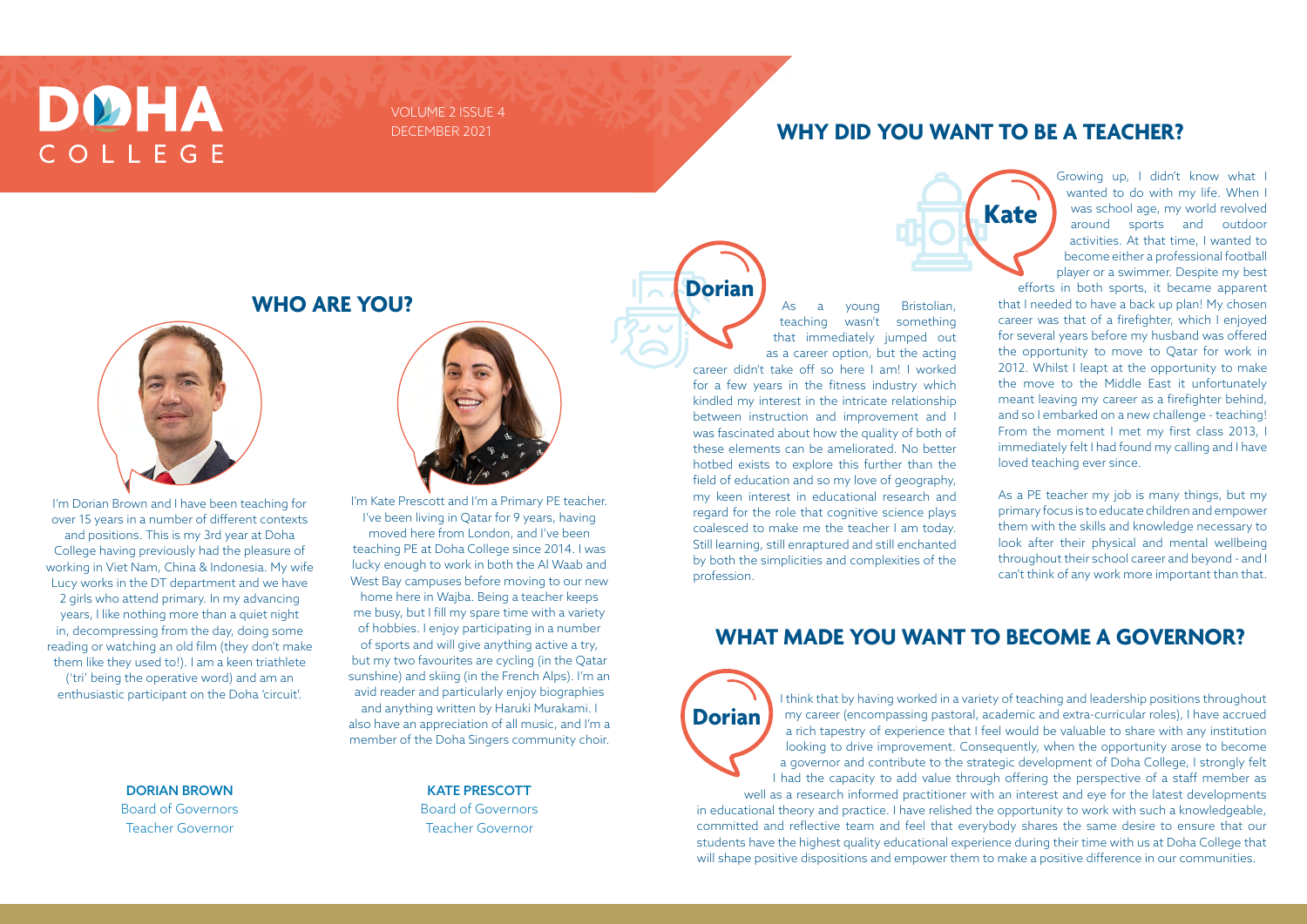# DOHA COLLEGE

VOLUME 2 ISSUE 4
DECEMBER 2021

## WHO ARE YOU?

I'm Dorian Brown and I have been teaching for over 15 years in a number of different contexts and positions. This is my 3rd year at Doha College having previously had the pleasure of working in Viet Nam, China & Indonesia. My wife Lucy works in the DT department and we have 2 girls who attend primary. In my advancing years, I like nothing more than a quiet night in, decompressing from the day, doing some reading or watching an old film (they don't make them like they used to!). I am a keen triathlete ('tri' being the operative word) and am an enthusiastic participant on the Doha 'circuit'.

**DORIAN BROWN**
Board of Governors
Teacher Governor

I'm Kate Prescott and I'm a Primary PE teacher. I've been living in Qatar for 9 years, having moved here from London, and I've been teaching PE at Doha College since 2014. I was lucky enough to work in both the Al Waab and West Bay campuses before moving to our new home here in Wajba. Being a teacher keeps me busy, but I fill my spare time with a variety of hobbies. I enjoy participating in a number of sports and will give anything active a try, but my two favourites are cycling (in the Qatar sunshine) and skiing (in the French Alps). I'm an avid reader and particularly enjoy biographies and anything written by Haruki Murakami. I also have an appreciation of all music, and I'm a member of the Doha Singers community choir.

**KATE PRESCOTT**
Board of Governors
Teacher Governor

## WHY DID YOU WANT TO BE A TEACHER?

**Dorian**

As a young Bristolian, teaching wasn't something that immediately jumped out as a career option, but the acting career didn't take off so here I am! I worked for a few years in the fitness industry which kindled my interest in the intricate relationship between instruction and improvement and I was fascinated about how the quality of both of these elements can be ameliorated. No better hotbed exists to explore this further than the field of education and so my love of geography, my keen interest in educational research and regard for the role that cognitive science plays coalesced to make me the teacher I am today. Still learning, still enraptured and still enchanted by both the simplicities and complexities of the profession.

**Kate**

Growing up, I didn't know what I wanted to do with my life. When I was school age, my world revolved around sports and outdoor activities. At that time, I wanted to become either a professional football player or a swimmer. Despite my best efforts in both sports, it became apparent that I needed to have a back up plan! My chosen career was that of a firefighter, which I enjoyed for several years before my husband was offered the opportunity to move to Qatar for work in 2012. Whilst I leapt at the opportunity to make the move to the Middle East it unfortunately meant leaving my career as a firefighter behind, and so I embarked on a new challenge - teaching! From the moment I met my first class 2013, I immediately felt I had found my calling and I have loved teaching ever since.

As a PE teacher my job is many things, but my primary focus is to educate children and empower them with the skills and knowledge necessary to look after their physical and mental wellbeing throughout their school career and beyond - and I can't think of any work more important than that.

## WHAT MADE YOU WANT TO BECOME A GOVERNOR?

**Dorian**

I think that by having worked in a variety of teaching and leadership positions throughout my career (encompassing pastoral, academic and extra-curricular roles), I have accrued a rich tapestry of experience that I feel would be valuable to share with any institution looking to drive improvement. Consequently, when the opportunity arose to become a governor and contribute to the strategic development of Doha College, I strongly felt I had the capacity to add value through offering the perspective of a staff member as well as a research informed practitioner with an interest and eye for the latest developments in educational theory and practice. I have relished the opportunity to work with such a knowledgeable, committed and reflective team and feel that everybody shares the same desire to ensure that our students have the highest quality educational experience during their time with us at Doha College that will shape positive dispositions and empower them to make a positive difference in our communities.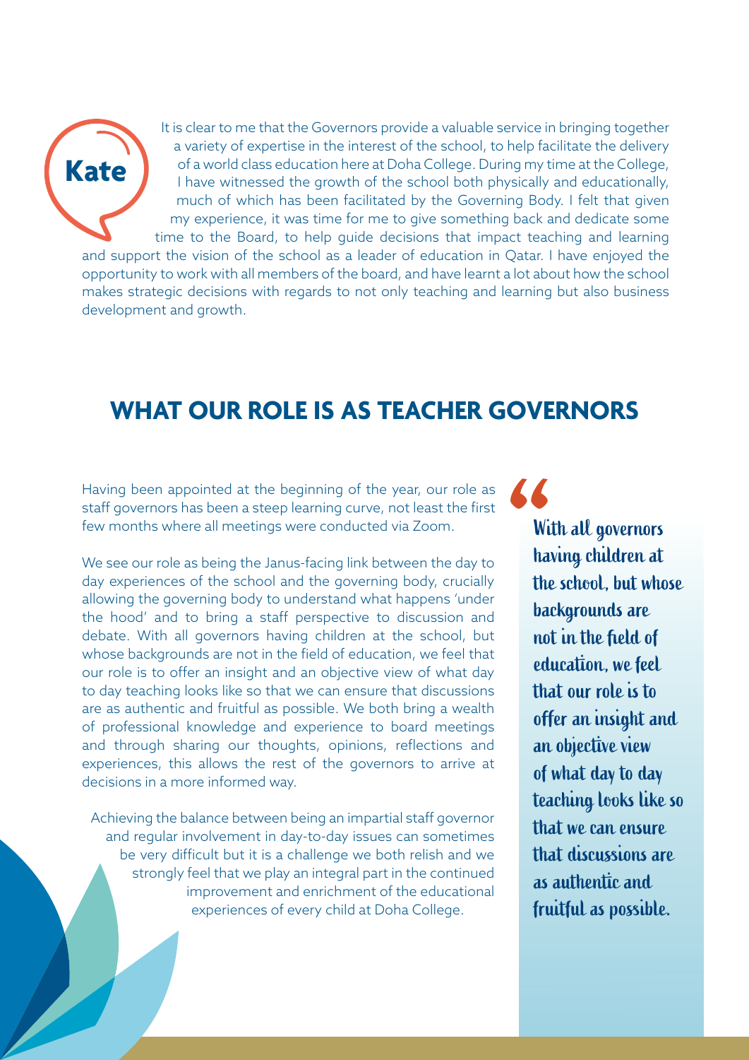**Kate**

It is clear to me that the Governors provide a valuable service in bringing together a variety of expertise in the interest of the school, to help facilitate the delivery of a world class education here at Doha College. During my time at the College, I have witnessed the growth of the school both physically and educationally, much of which has been facilitated by the Governing Body. I felt that given my experience, it was time for me to give something back and dedicate some time to the Board, to help guide decisions that impact teaching and learning and support the vision of the school as a leader of education in Qatar. I have enjoyed the opportunity to work with all members of the board, and have learnt a lot about how the school makes strategic decisions with regards to not only teaching and learning but also business development and growth.

## WHAT OUR ROLE IS AS TEACHER GOVERNORS

Having been appointed at the beginning of the year, our role as staff governors has been a steep learning curve, not least the first few months where all meetings were conducted via Zoom.

We see our role as being the Janus-facing link between the day to day experiences of the school and the governing body, crucially allowing the governing body to understand what happens 'under the hood' and to bring a staff perspective to discussion and debate. With all governors having children at the school, but whose backgrounds are not in the field of education, we feel that our role is to offer an insight and an objective view of what day to day teaching looks like so that we can ensure that discussions are as authentic and fruitful as possible. We both bring a wealth of professional knowledge and experience to board meetings and through sharing our thoughts, opinions, reflections and experiences, this allows the rest of the governors to arrive at decisions in a more informed way.

Achieving the balance between being an impartial staff governor and regular involvement in day-to-day issues can sometimes be very difficult but it is a challenge we both relish and we strongly feel that we play an integral part in the continued improvement and enrichment of the educational experiences of every child at Doha College.

> "With all governors having children at the school, but whose backgrounds are not in the field of education, we feel that our role is to offer an insight and an objective view of what day to day teaching looks like so that we can ensure that discussions are as authentic and fruitful as possible.